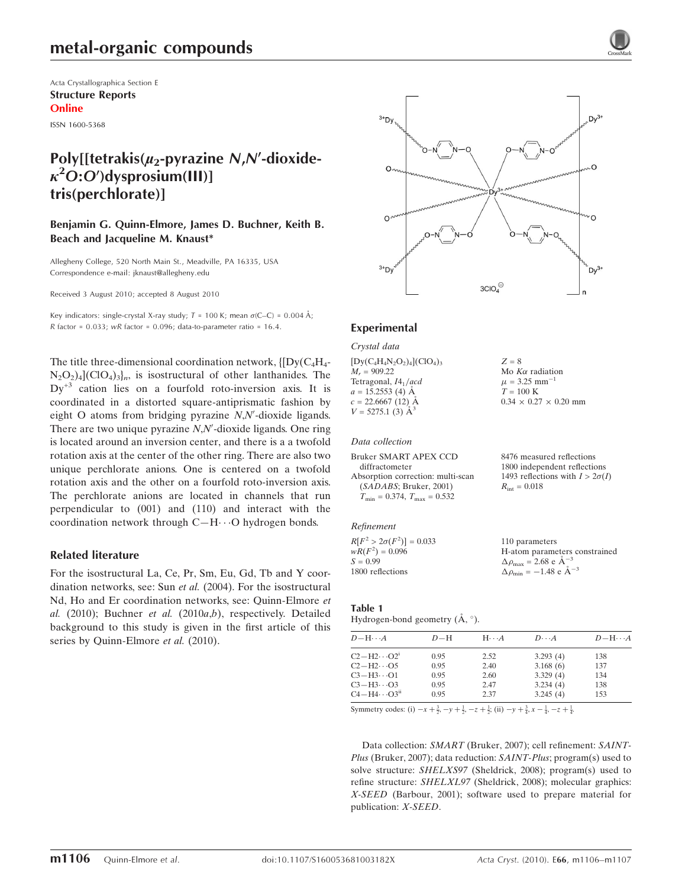Acta Crystallographica Section E

**Structure Reports Online**

ISSN 1600-5368

# Poly[[tetrakis($\mu_2$-pyrazine *N*,*N'*-dioxide-$\kappa^2O$:$O'$)dysprosium(III)] tris(perchlorate)]

**Benjamin G. Quinn-Elmore, James D. Buchner, Keith B. Beach and Jacqueline M. Knaust***

Allegheny College, 520 North Main St., Meadville, PA 16335, USA
Correspondence e-mail: jknaust@allegheny.edu

Received 3 August 2010; accepted 8 August 2010

Key indicators: single-crystal X-ray study; *T* = 100 K; mean $\sigma$(C–C) = 0.004 Å; *R* factor = 0.033; *wR* factor = 0.096; data-to-parameter ratio = 16.4.

The title three-dimensional coordination network, $\{[Dy(C_4H_4N_2O_2)_4](ClO_4)_3\}_n$, is isostructural of other lanthanides. The $Dy^{+3}$ cation lies on a fourfold roto-inversion axis. It is coordinated in a distorted square-antiprismatic fashion by eight O atoms from bridging pyrazine *N*,*N'*-dioxide ligands. There are two unique pyrazine *N*,*N'*-dioxide ligands. One ring is located around an inversion center, and there is a a twofold rotation axis at the center of the other ring. There are also two unique perchlorate anions. One is centered on a twofold rotation axis and the other on a fourfold roto-inversion axis. The perchlorate anions are located in channels that run perpendicular to (001) and (110) and interact with the coordination network through C—H⋯O hydrogen bonds.

## Related literature

For the isostructural La, Ce, Pr, Sm, Eu, Gd, Tb and Y coordination networks, see: Sun *et al.* (2004). For the isostructural Nd, Ho and Er coordination networks, see: Quinn-Elmore *et al.* (2010); Buchner *et al.* (2010*a*,*b*), respectively. Detailed background to this study is given in the first article of this series by Quinn-Elmore *et al.* (2010).

## Experimental

### *Crystal data*

$[Dy(C_4H_4N_2O_2)_4](ClO_4)_3$
$M_r$ = 909.22
Tetragonal, $I4_1/acd$
*a* = 15.2553 (4) Å
*c* = 22.6667 (12) Å
*V* = 5275.1 (3) Å$^3$
*Z* = 8
Mo *Kα* radiation
$\mu$ = 3.25 mm$^{-1}$
*T* = 100 K
0.34 × 0.27 × 0.20 mm

### *Data collection*

Bruker SMART APEX CCD diffractometer
Absorption correction: multi-scan (*SADABS*; Bruker, 2001)
$T_{min}$ = 0.374, $T_{max}$ = 0.532
8476 measured reflections
1800 independent reflections
1493 reflections with $I > 2\sigma(I)$
$R_{int}$ = 0.018

### *Refinement*

$R[F^2 > 2\sigma(F^2)]$ = 0.033
$wR(F^2)$ = 0.096
*S* = 0.99
1800 reflections
110 parameters
H-atom parameters constrained
$\Delta\rho_{max}$ = 2.68 e Å$^{-3}$
$\Delta\rho_{min}$ = −1.48 e Å$^{-3}$

**Table 1**
Hydrogen-bond geometry (Å, °).

| *D*—H⋯*A* | *D*—H | H⋯*A* | *D*⋯*A* | *D*—H⋯*A* |
|---|---|---|---|---|
| C2—H2⋯O2$^{i}$ | 0.95 | 2.52 | 3.293 (4) | 138 |
| C2—H2⋯O5 | 0.95 | 2.40 | 3.168 (6) | 137 |
| C3—H3⋯O1 | 0.95 | 2.60 | 3.329 (4) | 134 |
| C3—H3⋯O3 | 0.95 | 2.47 | 3.234 (4) | 138 |
| C4—H4⋯O3$^{ii}$ | 0.95 | 2.37 | 3.245 (4) | 153 |

Symmetry codes: (i) $-x+\frac{3}{2}, -y+\frac{1}{2}, -z+\frac{1}{2}$; (ii) $-y+\frac{3}{4}, x-\frac{1}{4}, -z+\frac{1}{4}$.

Data collection: *SMART* (Bruker, 2007); cell refinement: *SAINT-Plus* (Bruker, 2007); data reduction: *SAINT-Plus*; program(s) used to solve structure: *SHELXS97* (Sheldrick, 2008); program(s) used to refine structure: *SHELXL97* (Sheldrick, 2008); molecular graphics: *X-SEED* (Barbour, 2001); software used to prepare material for publication: *X-SEED*.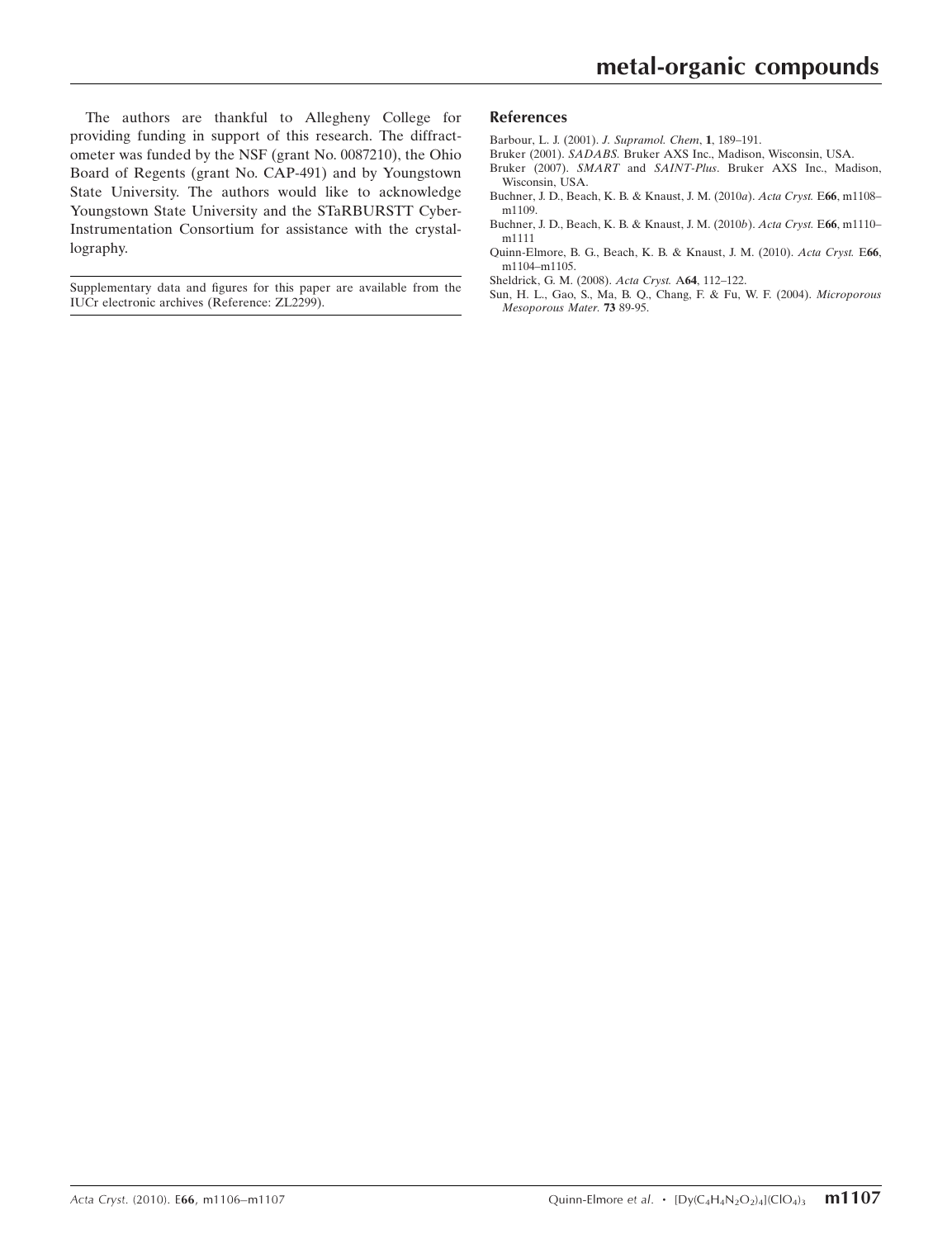The authors are thankful to Allegheny College for providing funding in support of this research. The diffractometer was funded by the NSF (grant No. 0087210), the Ohio Board of Regents (grant No. CAP-491) and by Youngstown State University. The authors would like to acknowledge Youngstown State University and the STaRBURSTT Cyber-Instrumentation Consortium for assistance with the crystallography.

Supplementary data and figures for this paper are available from the IUCr electronic archives (Reference: ZL2299).

## References

Barbour, L. J. (2001). *J. Supramol. Chem*, **1**, 189–191.

Bruker (2001). *SADABS*. Bruker AXS Inc., Madison, Wisconsin, USA.

Bruker (2007). *SMART* and *SAINT-Plus*. Bruker AXS Inc., Madison, Wisconsin, USA.

Buchner, J. D., Beach, K. B. & Knaust, J. M. (2010*a*). *Acta Cryst.* E**66**, m1108–m1109.

Buchner, J. D., Beach, K. B. & Knaust, J. M. (2010*b*). *Acta Cryst.* E**66**, m1110–m1111

Quinn-Elmore, B. G., Beach, K. B. & Knaust, J. M. (2010). *Acta Cryst.* E**66**, m1104–m1105.

Sheldrick, G. M. (2008). *Acta Cryst.* A**64**, 112–122.

Sun, H. L., Gao, S., Ma, B. Q., Chang, F. & Fu, W. F. (2004). *Microporous Mesoporous Mater.* **73** 89-95.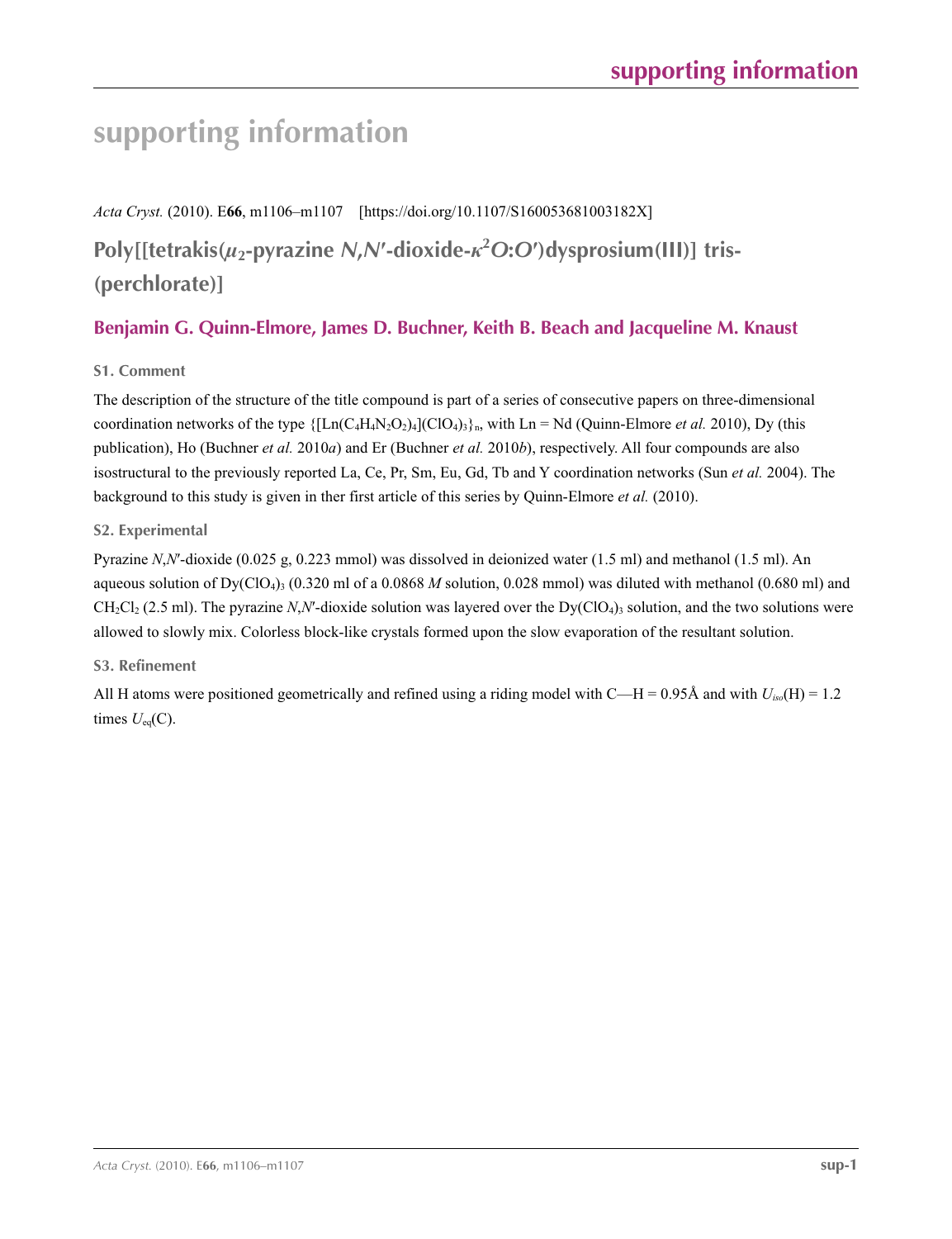# supporting information

*Acta Cryst.* (2010). E**66**, m1106–m1107 [https://doi.org/10.1107/S160053681003182X]

## Poly[[tetrakis($\mu_2$-pyrazine *N*,*N*′-dioxide-$\kappa^2O$:$O'$)dysprosium(III)] tris(perchlorate)]

### Benjamin G. Quinn-Elmore, James D. Buchner, Keith B. Beach and Jacqueline M. Knaust

#### S1. Comment

The description of the structure of the title compound is part of a series of consecutive papers on three-dimensional coordination networks of the type $\{[Ln(C_4H_4N_2O_2)_4](ClO_4)_3\}_n$, with Ln = Nd (Quinn-Elmore *et al.* 2010), Dy (this publication), Ho (Buchner *et al.* 2010*a*) and Er (Buchner *et al.* 2010*b*), respectively. All four compounds are also isostructural to the previously reported La, Ce, Pr, Sm, Eu, Gd, Tb and Y coordination networks (Sun *et al.* 2004). The background to this study is given in ther first article of this series by Quinn-Elmore *et al.* (2010).

#### S2. Experimental

Pyrazine *N*,*N*′-dioxide (0.025 g, 0.223 mmol) was dissolved in deionized water (1.5 ml) and methanol (1.5 ml). An aqueous solution of $Dy(ClO_4)_3$ (0.320 ml of a 0.0868 *M* solution, 0.028 mmol) was diluted with methanol (0.680 ml) and $CH_2Cl_2$ (2.5 ml). The pyrazine *N*,*N*′-dioxide solution was layered over the $Dy(ClO_4)_3$ solution, and the two solutions were allowed to slowly mix. Colorless block-like crystals formed upon the slow evaporation of the resultant solution.

#### S3. Refinement

All H atoms were positioned geometrically and refined using a riding model with C—H = 0.95Å and with $U_{iso}$(H) = 1.2 times $U_{eq}$(C).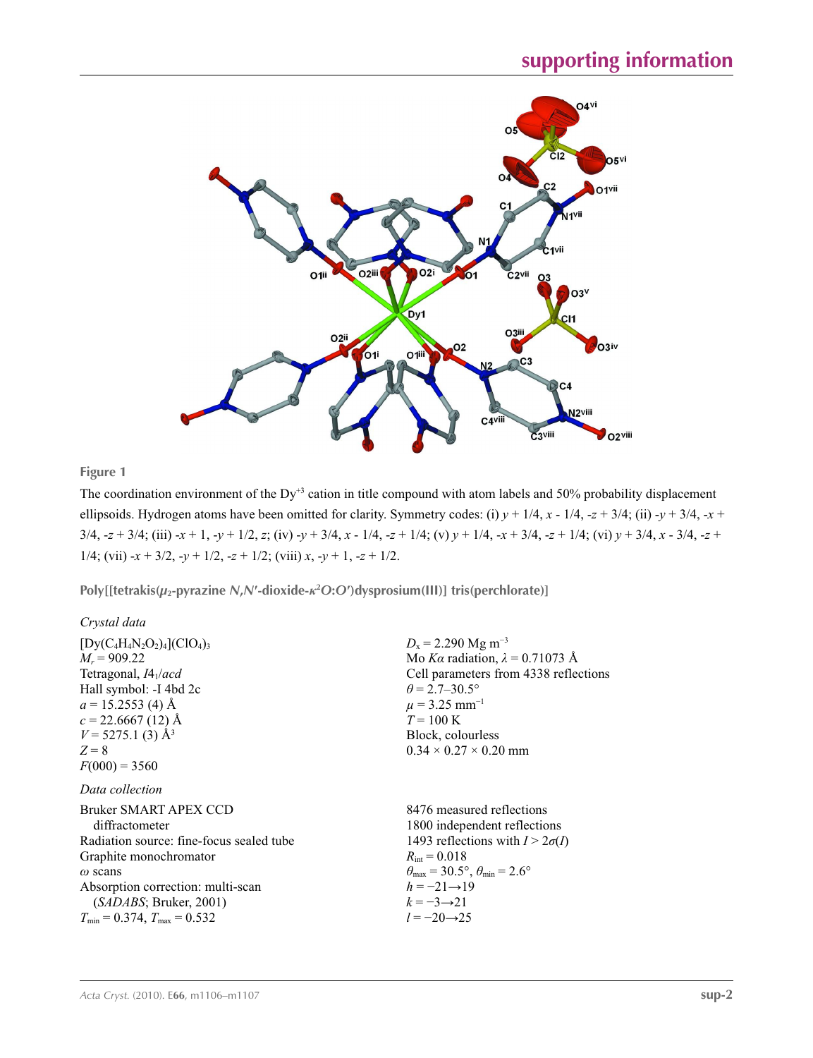**Figure 1**

The coordination environment of the $Dy^{+3}$ cation in title compound with atom labels and 50% probability displacement ellipsoids. Hydrogen atoms have been omitted for clarity. Symmetry codes: (i) $y + 1/4, x - 1/4, -z + 3/4$; (ii) $-y + 3/4, -x + 3/4, -z + 3/4$; (iii) $-x + 1, -y + 1/2, z$; (iv) $-y + 3/4, x - 1/4, -z + 1/4$; (v) $y + 1/4, -x + 3/4, -z + 1/4$; (vi) $y + 3/4, x - 3/4, -z + 1/4$; (vii) $-x + 3/2, -y + 1/2, -z + 1/2$; (viii) $x, -y + 1, -z + 1/2$.

## Poly[[tetrakis($\mu_2$-pyrazine *N*,*N'*-dioxide-$\kappa^2O$:$O'$)dysprosium(III)] tris(perchlorate)]

### *Crystal data*

$[Dy(C_4H_4N_2O_2)_4](ClO_4)_3$
$M_r = 909.22$
Tetragonal, $I4_1/acd$
Hall symbol: -I 4bd 2c
$a = 15.2553$ (4) Å
$c = 22.6667$ (12) Å
$V = 5275.1$ (3) Å$^3$
$Z = 8$
$F(000) = 3560$
$D_x = 2.290$ Mg m$^{-3}$
Mo $K\alpha$ radiation, $\lambda = 0.71073$ Å
Cell parameters from 4338 reflections
$\theta = 2.7$–$30.5°$
$\mu = 3.25$ mm$^{-1}$
$T = 100$ K
Block, colourless
$0.34 \times 0.27 \times 0.20$ mm

### *Data collection*

Bruker SMART APEX CCD diffractometer
Radiation source: fine-focus sealed tube
Graphite monochromator
$\omega$ scans
Absorption correction: multi-scan (*SADABS*; Bruker, 2001)
$T_{min} = 0.374$, $T_{max} = 0.532$
8476 measured reflections
1800 independent reflections
1493 reflections with $I > 2\sigma(I)$
$R_{int} = 0.018$
$\theta_{max} = 30.5°$, $\theta_{min} = 2.6°$
$h = -21 \rightarrow 19$
$k = -3 \rightarrow 21$
$l = -20 \rightarrow 25$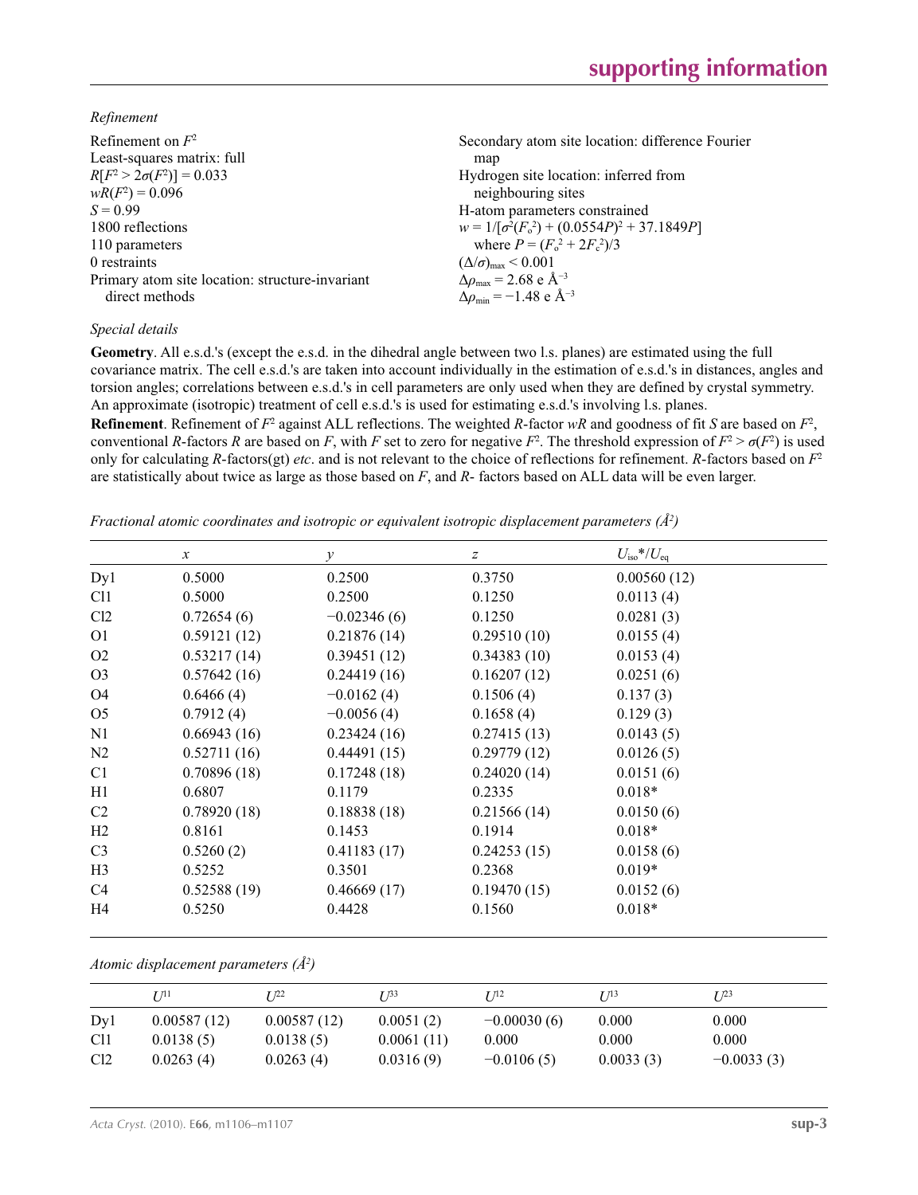*Refinement*

Refinement on $F^2$
Least-squares matrix: full
$R[F^2 > 2\sigma(F^2)] = 0.033$
$wR(F^2) = 0.096$
$S = 0.99$
1800 reflections
110 parameters
0 restraints
Primary atom site location: structure-invariant direct methods

Secondary atom site location: difference Fourier map
Hydrogen site location: inferred from neighbouring sites
H-atom parameters constrained
$w = 1/[\sigma^2(F_o^2) + (0.0554P)^2 + 37.1849P]$
where $P = (F_o^2 + 2F_c^2)/3$
$(\Delta/\sigma)_{max} < 0.001$
$\Delta\rho_{max} = 2.68$ e Å$^{-3}$
$\Delta\rho_{min} = -1.48$ e Å$^{-3}$

*Special details*

**Geometry**. All e.s.d.'s (except the e.s.d. in the dihedral angle between two l.s. planes) are estimated using the full covariance matrix. The cell e.s.d.'s are taken into account individually in the estimation of e.s.d.'s in distances, angles and torsion angles; correlations between e.s.d.'s in cell parameters are only used when they are defined by crystal symmetry. An approximate (isotropic) treatment of cell e.s.d.'s is used for estimating e.s.d.'s involving l.s. planes.

**Refinement**. Refinement of $F^2$ against ALL reflections. The weighted $R$-factor $wR$ and goodness of fit $S$ are based on $F^2$, conventional $R$-factors $R$ are based on $F$, with $F$ set to zero for negative $F^2$. The threshold expression of $F^2 > \sigma(F^2)$ is used only for calculating $R$-factors(gt) *etc*. and is not relevant to the choice of reflections for refinement. $R$-factors based on $F^2$ are statistically about twice as large as those based on $F$, and $R$- factors based on ALL data will be even larger.

*Fractional atomic coordinates and isotropic or equivalent isotropic displacement parameters (Å$^2$)*

| | $x$ | $y$ | $z$ | $U_{iso}$\*/$U_{eq}$ |
|---|---|---|---|---|
| Dy1 | 0.5000 | 0.2500 | 0.3750 | 0.00560 (12) |
| Cl1 | 0.5000 | 0.2500 | 0.1250 | 0.0113 (4) |
| Cl2 | 0.72654 (6) | −0.02346 (6) | 0.1250 | 0.0281 (3) |
| O1 | 0.59121 (12) | 0.21876 (14) | 0.29510 (10) | 0.0155 (4) |
| O2 | 0.53217 (14) | 0.39451 (12) | 0.34383 (10) | 0.0153 (4) |
| O3 | 0.57642 (16) | 0.24419 (16) | 0.16207 (12) | 0.0251 (6) |
| O4 | 0.6466 (4) | −0.0162 (4) | 0.1506 (4) | 0.137 (3) |
| O5 | 0.7912 (4) | −0.0056 (4) | 0.1658 (4) | 0.129 (3) |
| N1 | 0.66943 (16) | 0.23424 (16) | 0.27415 (13) | 0.0143 (5) |
| N2 | 0.52711 (16) | 0.44491 (15) | 0.29779 (12) | 0.0126 (5) |
| C1 | 0.70896 (18) | 0.17248 (18) | 0.24020 (14) | 0.0151 (6) |
| H1 | 0.6807 | 0.1179 | 0.2335 | 0.018\* |
| C2 | 0.78920 (18) | 0.18838 (18) | 0.21566 (14) | 0.0150 (6) |
| H2 | 0.8161 | 0.1453 | 0.1914 | 0.018\* |
| C3 | 0.5260 (2) | 0.41183 (17) | 0.24253 (15) | 0.0158 (6) |
| H3 | 0.5252 | 0.3501 | 0.2368 | 0.019\* |
| C4 | 0.52588 (19) | 0.46669 (17) | 0.19470 (15) | 0.0152 (6) |
| H4 | 0.5250 | 0.4428 | 0.1560 | 0.018\* |

*Atomic displacement parameters (Å$^2$)*

| | $U^{11}$ | $U^{22}$ | $U^{33}$ | $U^{12}$ | $U^{13}$ | $U^{23}$ |
|---|---|---|---|---|---|---|
| Dy1 | 0.00587 (12) | 0.00587 (12) | 0.0051 (2) | −0.00030 (6) | 0.000 | 0.000 |
| Cl1 | 0.0138 (5) | 0.0138 (5) | 0.0061 (11) | 0.000 | 0.000 | 0.000 |
| Cl2 | 0.0263 (4) | 0.0263 (4) | 0.0316 (9) | −0.0106 (5) | 0.0033 (3) | −0.0033 (3) |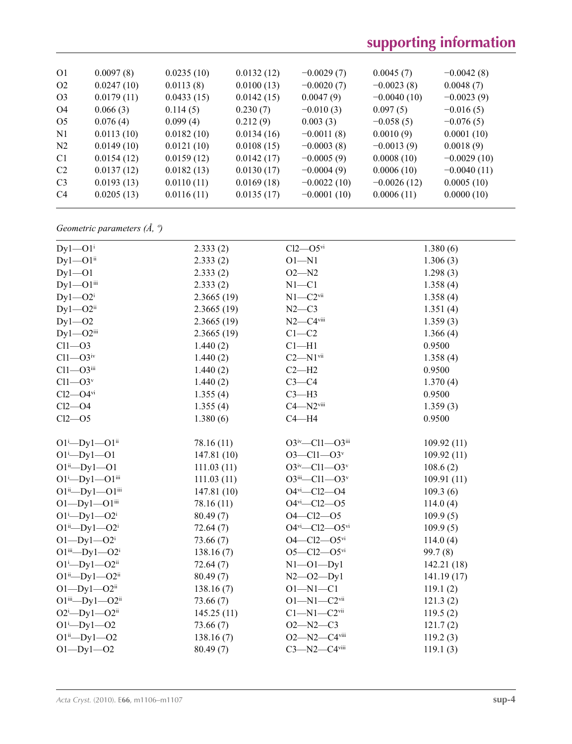| | | | | | | |
|---|---|---|---|---|---|---|
| O1 | 0.0097 (8) | 0.0235 (10) | 0.0132 (12) | −0.0029 (7) | 0.0045 (7) | −0.0042 (8) |
| O2 | 0.0247 (10) | 0.0113 (8) | 0.0100 (13) | −0.0020 (7) | −0.0023 (8) | 0.0048 (7) |
| O3 | 0.0179 (11) | 0.0433 (15) | 0.0142 (15) | 0.0047 (9) | −0.0040 (10) | −0.0023 (9) |
| O4 | 0.066 (3) | 0.114 (5) | 0.230 (7) | −0.010 (3) | 0.097 (5) | −0.016 (5) |
| O5 | 0.076 (4) | 0.099 (4) | 0.212 (9) | 0.003 (3) | −0.058 (5) | −0.076 (5) |
| N1 | 0.0113 (10) | 0.0182 (10) | 0.0134 (16) | −0.0011 (8) | 0.0010 (9) | 0.0001 (10) |
| N2 | 0.0149 (10) | 0.0121 (10) | 0.0108 (15) | −0.0003 (8) | −0.0013 (9) | 0.0018 (9) |
| C1 | 0.0154 (12) | 0.0159 (12) | 0.0142 (17) | −0.0005 (9) | 0.0008 (10) | −0.0029 (10) |
| C2 | 0.0137 (12) | 0.0182 (13) | 0.0130 (17) | −0.0004 (9) | 0.0006 (10) | −0.0040 (11) |
| C3 | 0.0193 (13) | 0.0110 (11) | 0.0169 (18) | −0.0022 (10) | −0.0026 (12) | 0.0005 (10) |
| C4 | 0.0205 (13) | 0.0116 (11) | 0.0135 (17) | −0.0001 (10) | 0.0006 (11) | 0.0000 (10) |

*Geometric parameters (Å, º)*

| | | | |
|---|---|---|---|
| Dy1—O1$^{i}$ | 2.333 (2) | Cl2—O5$^{vi}$ | 1.380 (6) |
| Dy1—O1$^{ii}$ | 2.333 (2) | O1—N1 | 1.306 (3) |
| Dy1—O1 | 2.333 (2) | O2—N2 | 1.298 (3) |
| Dy1—O1$^{iii}$ | 2.333 (2) | N1—C1 | 1.358 (4) |
| Dy1—O2$^{i}$ | 2.3665 (19) | N1—C2$^{vii}$ | 1.358 (4) |
| Dy1—O2$^{ii}$ | 2.3665 (19) | N2—C3 | 1.351 (4) |
| Dy1—O2 | 2.3665 (19) | N2—C4$^{viii}$ | 1.359 (3) |
| Dy1—O2$^{iii}$ | 2.3665 (19) | C1—C2 | 1.366 (4) |
| Cl1—O3 | 1.440 (2) | C1—H1 | 0.9500 |
| Cl1—O3$^{iv}$ | 1.440 (2) | C2—N1$^{vii}$ | 1.358 (4) |
| Cl1—O3$^{iii}$ | 1.440 (2) | C2—H2 | 0.9500 |
| Cl1—O3$^{v}$ | 1.440 (2) | C3—C4 | 1.370 (4) |
| Cl2—O4$^{vi}$ | 1.355 (4) | C3—H3 | 0.9500 |
| Cl2—O4 | 1.355 (4) | C4—N2$^{viii}$ | 1.359 (3) |
| Cl2—O5 | 1.380 (6) | C4—H4 | 0.9500 |
| | | | |
| O1$^{i}$—Dy1—O1$^{ii}$ | 78.16 (11) | O3$^{iv}$—Cl1—O3$^{iii}$ | 109.92 (11) |
| O1$^{i}$—Dy1—O1 | 147.81 (10) | O3—Cl1—O3$^{v}$ | 109.92 (11) |
| O1$^{ii}$—Dy1—O1 | 111.03 (11) | O3$^{iv}$—Cl1—O3$^{v}$ | 108.6 (2) |
| O1$^{i}$—Dy1—O1$^{iii}$ | 111.03 (11) | O3$^{iii}$—Cl1—O3$^{v}$ | 109.91 (11) |
| O1$^{ii}$—Dy1—O1$^{iii}$ | 147.81 (10) | O4$^{vi}$—Cl2—O4 | 109.3 (6) |
| O1—Dy1—O1$^{iii}$ | 78.16 (11) | O4$^{vi}$—Cl2—O5 | 114.0 (4) |
| O1$^{i}$—Dy1—O2$^{i}$ | 80.49 (7) | O4—Cl2—O5 | 109.9 (5) |
| O1$^{ii}$—Dy1—O2$^{i}$ | 72.64 (7) | O4$^{vi}$—Cl2—O5$^{vi}$ | 109.9 (5) |
| O1—Dy1—O2$^{i}$ | 73.66 (7) | O4—Cl2—O5$^{vi}$ | 114.0 (4) |
| O1$^{iii}$—Dy1—O2$^{i}$ | 138.16 (7) | O5—Cl2—O5$^{vi}$ | 99.7 (8) |
| O1$^{i}$—Dy1—O2$^{ii}$ | 72.64 (7) | N1—O1—Dy1 | 142.21 (18) |
| O1$^{ii}$—Dy1—O2$^{ii}$ | 80.49 (7) | N2—O2—Dy1 | 141.19 (17) |
| O1—Dy1—O2$^{ii}$ | 138.16 (7) | O1—N1—C1 | 119.1 (2) |
| O1$^{iii}$—Dy1—O2$^{ii}$ | 73.66 (7) | O1—N1—C2$^{vii}$ | 121.3 (2) |
| O2$^{i}$—Dy1—O2$^{ii}$ | 145.25 (11) | C1—N1—C2$^{vii}$ | 119.5 (2) |
| O1$^{i}$—Dy1—O2 | 73.66 (7) | O2—N2—C3 | 121.7 (2) |
| O1$^{ii}$—Dy1—O2 | 138.16 (7) | O2—N2—C4$^{viii}$ | 119.2 (3) |
| O1—Dy1—O2 | 80.49 (7) | C3—N2—C4$^{viii}$ | 119.1 (3) |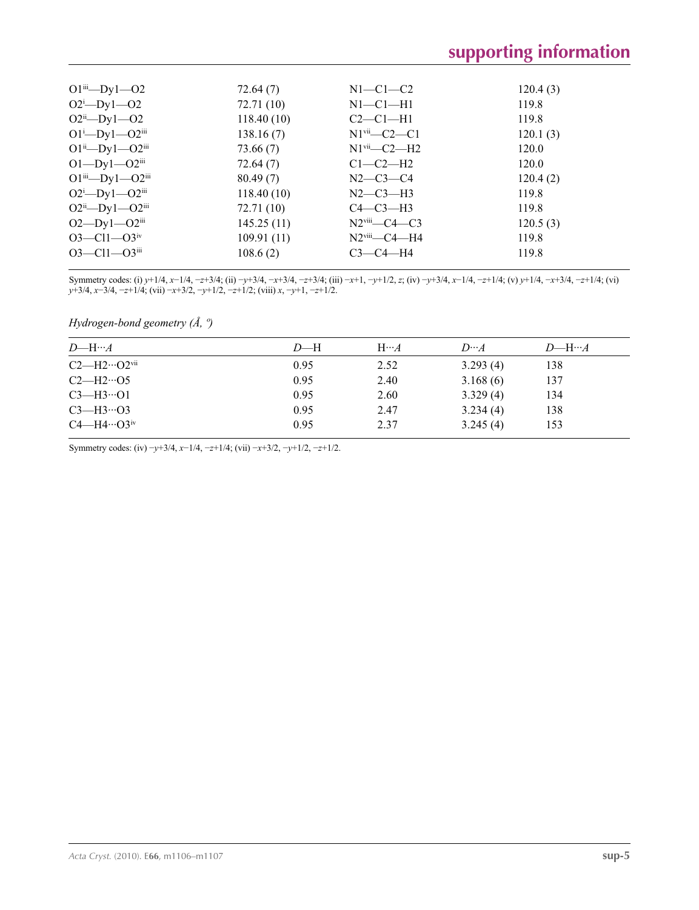| | | | |
|---|---|---|---|
| O1$^{iii}$—Dy1—O2 | 72.64 (7) | N1—C1—C2 | 120.4 (3) |
| O2$^{i}$—Dy1—O2 | 72.71 (10) | N1—C1—H1 | 119.8 |
| O2$^{ii}$—Dy1—O2 | 118.40 (10) | C2—C1—H1 | 119.8 |
| O1$^{i}$—Dy1—O2$^{iii}$ | 138.16 (7) | N1$^{vii}$—C2—C1 | 120.1 (3) |
| O1$^{ii}$—Dy1—O2$^{iii}$ | 73.66 (7) | N1$^{vii}$—C2—H2 | 120.0 |
| O1—Dy1—O2$^{iii}$ | 72.64 (7) | C1—C2—H2 | 120.0 |
| O1$^{iii}$—Dy1—O2$^{iii}$ | 80.49 (7) | N2—C3—C4 | 120.4 (2) |
| O2$^{i}$—Dy1—O2$^{iii}$ | 118.40 (10) | N2—C3—H3 | 119.8 |
| O2$^{ii}$—Dy1—O2$^{iii}$ | 72.71 (10) | C4—C3—H3 | 119.8 |
| O2—Dy1—O2$^{iii}$ | 145.25 (11) | N2$^{viii}$—C4—C3 | 120.5 (3) |
| O3—Cl1—O3$^{iv}$ | 109.91 (11) | N2$^{viii}$—C4—H4 | 119.8 |
| O3—Cl1—O3$^{iii}$ | 108.6 (2) | C3—C4—H4 | 119.8 |

Symmetry codes: (i) $y+1/4, x-1/4, -z+3/4$; (ii) $-y+3/4, -x+3/4, -z+3/4$; (iii) $-x+1, -y+1/2, z$; (iv) $-y+3/4, x-1/4, -z+1/4$; (v) $y+1/4, -x+3/4, -z+1/4$; (vi) $y+3/4, x-3/4, -z+1/4$; (vii) $-x+3/2, -y+1/2, -z+1/2$; (viii) $x, -y+1, -z+1/2$.

*Hydrogen-bond geometry (Å, º)*

| *D*—H···*A* | *D*—H | H···*A* | *D*···*A* | *D*—H···*A* |
|---|---|---|---|---|
| C2—H2···O2$^{vii}$ | 0.95 | 2.52 | 3.293 (4) | 138 |
| C2—H2···O5 | 0.95 | 2.40 | 3.168 (6) | 137 |
| C3—H3···O1 | 0.95 | 2.60 | 3.329 (4) | 134 |
| C3—H3···O3 | 0.95 | 2.47 | 3.234 (4) | 138 |
| C4—H4···O3$^{iv}$ | 0.95 | 2.37 | 3.245 (4) | 153 |

Symmetry codes: (iv) $-y+3/4, x-1/4, -z+1/4$; (vii) $-x+3/2, -y+1/2, -z+1/2$.